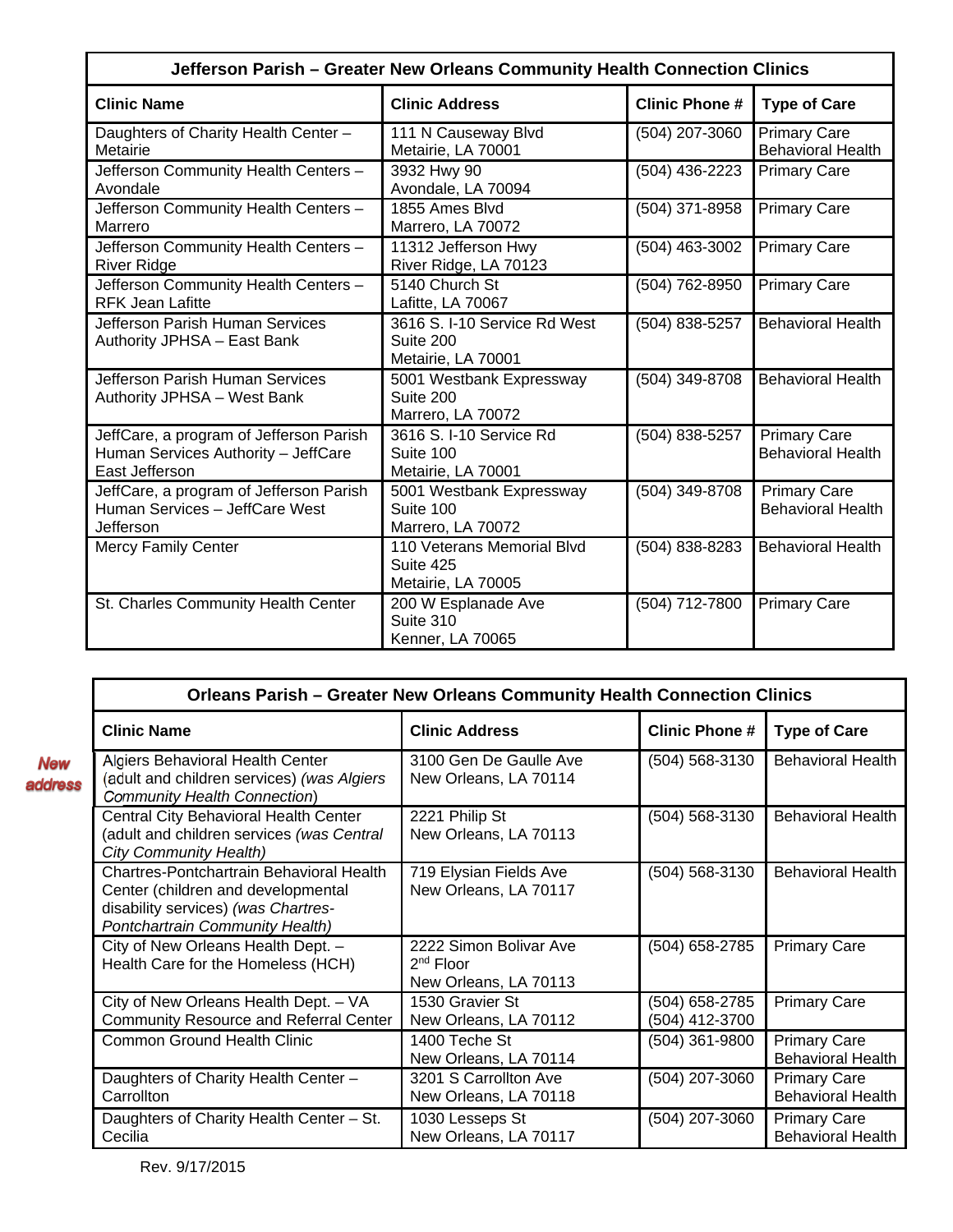| Jefferson Parish – Greater New Orleans Community Health Connection Clinics | | | |
|---|---|---|---|
| **Clinic Name** | **Clinic Address** | **Clinic Phone #** | **Type of Care** |
| Daughters of Charity Health Center – Metairie | 111 N Causeway Blvd Metairie, LA 70001 | (504) 207-3060 | Primary Care Behavioral Health |
| Jefferson Community Health Centers – Avondale | 3932 Hwy 90 Avondale, LA 70094 | (504) 436-2223 | Primary Care |
| Jefferson Community Health Centers – Marrero | 1855 Ames Blvd Marrero, LA 70072 | (504) 371-8958 | Primary Care |
| Jefferson Community Health Centers – River Ridge | 11312 Jefferson Hwy River Ridge, LA 70123 | (504) 463-3002 | Primary Care |
| Jefferson Community Health Centers – RFK Jean Lafitte | 5140 Church St Lafitte, LA 70067 | (504) 762-8950 | Primary Care |
| Jefferson Parish Human Services Authority JPHSA – East Bank | 3616 S. I-10 Service Rd West Suite 200 Metairie, LA 70001 | (504) 838-5257 | Behavioral Health |
| Jefferson Parish Human Services Authority JPHSA – West Bank | 5001 Westbank Expressway Suite 200 Marrero, LA 70072 | (504) 349-8708 | Behavioral Health |
| JeffCare, a program of Jefferson Parish Human Services Authority – JeffCare East Jefferson | 3616 S. I-10 Service Rd Suite 100 Metairie, LA 70001 | (504) 838-5257 | Primary Care Behavioral Health |
| JeffCare, a program of Jefferson Parish Human Services – JeffCare West Jefferson | 5001 Westbank Expressway Suite 100 Marrero, LA 70072 | (504) 349-8708 | Primary Care Behavioral Health |
| Mercy Family Center | 110 Veterans Memorial Blvd Suite 425 Metairie, LA 70005 | (504) 838-8283 | Behavioral Health |
| St. Charles Community Health Center | 200 W Esplanade Ave Suite 310 Kenner, LA 70065 | (504) 712-7800 | Primary Care |

| Orleans Parish – Greater New Orleans Community Health Connection Clinics | | | |
|---|---|---|---|
| **Clinic Name** | **Clinic Address** | **Clinic Phone #** | **Type of Care** |
| *New address* Algiers Behavioral Health Center (adult and children services) *(was Algiers Community Health Connection)* | 3100 Gen De Gaulle Ave New Orleans, LA 70114 | (504) 568-3130 | Behavioral Health |
| Central City Behavioral Health Center (adult and children services) *(was Central City Community Health)* | 2221 Philip St New Orleans, LA 70113 | (504) 568-3130 | Behavioral Health |
| Chartres-Pontchartrain Behavioral Health Center (children and developmental disability services) *(was Chartres-Pontchartrain Community Health)* | 719 Elysian Fields Ave New Orleans, LA 70117 | (504) 568-3130 | Behavioral Health |
| City of New Orleans Health Dept. – Health Care for the Homeless (HCH) | 2222 Simon Bolivar Ave 2nd Floor New Orleans, LA 70113 | (504) 658-2785 | Primary Care |
| City of New Orleans Health Dept. – VA Community Resource and Referral Center | 1530 Gravier St New Orleans, LA 70112 | (504) 658-2785 (504) 412-3700 | Primary Care |
| Common Ground Health Clinic | 1400 Teche St New Orleans, LA 70114 | (504) 361-9800 | Primary Care Behavioral Health |
| Daughters of Charity Health Center – Carrollton | 3201 S Carrollton Ave New Orleans, LA 70118 | (504) 207-3060 | Primary Care Behavioral Health |
| Daughters of Charity Health Center – St. Cecilia | 1030 Lesseps St New Orleans, LA 70117 | (504) 207-3060 | Primary Care Behavioral Health |

Rev. 9/17/2015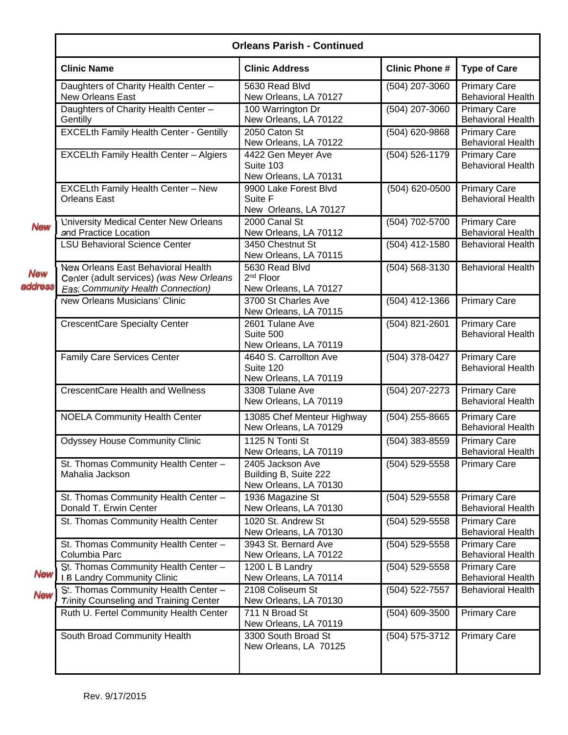| Orleans Parish - Continued | | | |
|---|---|---|---|
| **Clinic Name** | **Clinic Address** | **Clinic Phone #** | **Type of Care** |
| Daughters of Charity Health Center – New Orleans East | 5630 Read Blvd<br>New Orleans, LA 70127 | (504) 207-3060 | Primary Care<br>Behavioral Health |
| Daughters of Charity Health Center – Gentilly | 100 Warrington Dr<br>New Orleans, LA 70122 | (504) 207-3060 | Primary Care<br>Behavioral Health |
| EXCELth Family Health Center - Gentilly | 2050 Caton St<br>New Orleans, LA 70122 | (504) 620-9868 | Primary Care<br>Behavioral Health |
| EXCELth Family Health Center – Algiers | 4422 Gen Meyer Ave<br>Suite 103<br>New Orleans, LA 70131 | (504) 526-1179 | Primary Care<br>Behavioral Health |
| EXCELth Family Health Center – New Orleans East | 9900 Lake Forest Blvd<br>Suite F<br>New Orleans, LA 70127 | (504) 620-0500 | Primary Care<br>Behavioral Health |
| *New* University Medical Center New Orleans and Practice Location | 2000 Canal St<br>New Orleans, LA 70112 | (504) 702-5700 | Primary Care<br>Behavioral Health |
| LSU Behavioral Science Center | 3450 Chestnut St<br>New Orleans, LA 70115 | (504) 412-1580 | Behavioral Health |
| *New address* New Orleans East Behavioral Health Center (adult services) *(was New Orleans East Community Health Connection)* | 5630 Read Blvd<br>2nd Floor<br>New Orleans, LA 70127 | (504) 568-3130 | Behavioral Health |
| New Orleans Musicians' Clinic | 3700 St Charles Ave<br>New Orleans, LA 70115 | (504) 412-1366 | Primary Care |
| CrescentCare Specialty Center | 2601 Tulane Ave<br>Suite 500<br>New Orleans, LA 70119 | (504) 821-2601 | Primary Care<br>Behavioral Health |
| Family Care Services Center | 4640 S. Carrollton Ave<br>Suite 120<br>New Orleans, LA 70119 | (504) 378-0427 | Primary Care<br>Behavioral Health |
| CrescentCare Health and Wellness | 3308 Tulane Ave<br>New Orleans, LA 70119 | (504) 207-2273 | Primary Care<br>Behavioral Health |
| NOELA Community Health Center | 13085 Chef Menteur Highway<br>New Orleans, LA 70129 | (504) 255-8665 | Primary Care<br>Behavioral Health |
| Odyssey House Community Clinic | 1125 N Tonti St<br>New Orleans, LA 70119 | (504) 383-8559 | Primary Care<br>Behavioral Health |
| St. Thomas Community Health Center – Mahalia Jackson | 2405 Jackson Ave<br>Building B, Suite 222<br>New Orleans, LA 70130 | (504) 529-5558 | Primary Care |
| St. Thomas Community Health Center – Donald T. Erwin Center | 1936 Magazine St<br>New Orleans, LA 70130 | (504) 529-5558 | Primary Care<br>Behavioral Health |
| St. Thomas Community Health Center | 1020 St. Andrew St<br>New Orleans, LA 70130 | (504) 529-5558 | Primary Care<br>Behavioral Health |
| St. Thomas Community Health Center – Columbia Parc | 3943 St. Bernard Ave<br>New Orleans, LA 70122 | (504) 529-5558 | Primary Care<br>Behavioral Health |
| *New* St. Thomas Community Health Center – L B Landry Community Clinic | 1200 L B Landry<br>New Orleans, LA 70114 | (504) 529-5558 | Primary Care<br>Behavioral Health |
| *New* St. Thomas Community Health Center – Trinity Counseling and Training Center | 2108 Coliseum St<br>New Orleans, LA 70130 | (504) 522-7557 | Behavioral Health |
| Ruth U. Fertel Community Health Center | 711 N Broad St<br>New Orleans, LA 70119 | (504) 609-3500 | Primary Care |
| South Broad Community Health | 3300 South Broad St<br>New Orleans, LA 70125 | (504) 575-3712 | Primary Care |

Rev. 9/17/2015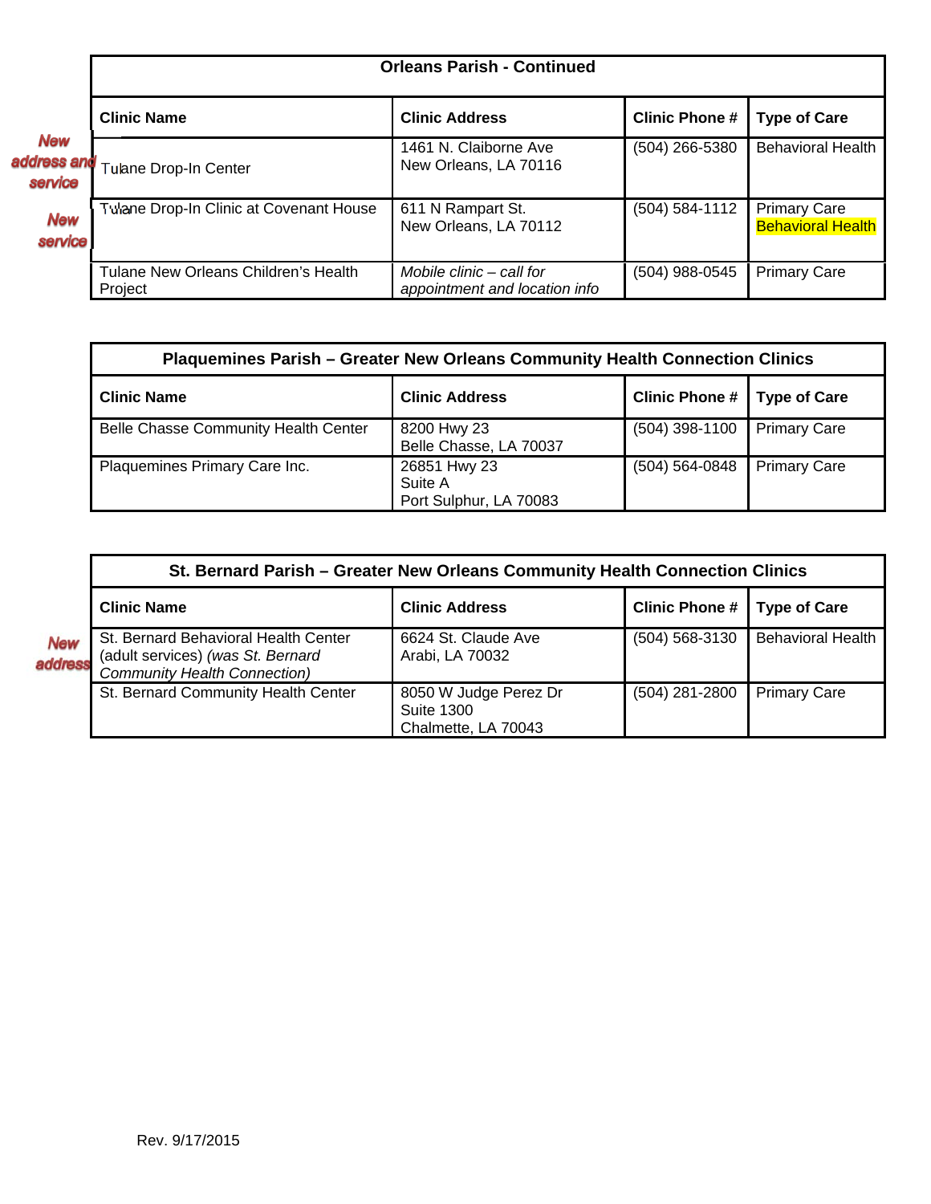| Orleans Parish - Continued | | | |
|---|---|---|---|
| **Clinic Name** | **Clinic Address** | **Clinic Phone #** | **Type of Care** |
| *New address and service* Tulane Drop-In Center | 1461 N. Claiborne Ave New Orleans, LA 70116 | (504) 266-5380 | Behavioral Health |
| *New service* Tulane Drop-In Clinic at Covenant House | 611 N Rampart St. New Orleans, LA 70112 | (504) 584-1112 | Primary Care Behavioral Health |
| Tulane New Orleans Children's Health Project | *Mobile clinic – call for appointment and location info* | (504) 988-0545 | Primary Care |

| Plaquemines Parish – Greater New Orleans Community Health Connection Clinics | | | |
|---|---|---|---|
| **Clinic Name** | **Clinic Address** | **Clinic Phone #** | **Type of Care** |
| Belle Chasse Community Health Center | 8200 Hwy 23 Belle Chasse, LA 70037 | (504) 398-1100 | Primary Care |
| Plaquemines Primary Care Inc. | 26851 Hwy 23 Suite A Port Sulphur, LA 70083 | (504) 564-0848 | Primary Care |

| St. Bernard Parish – Greater New Orleans Community Health Connection Clinics | | | |
|---|---|---|---|
| **Clinic Name** | **Clinic Address** | **Clinic Phone #** | **Type of Care** |
| *New address* St. Bernard Behavioral Health Center (adult services) *(was St. Bernard Community Health Connection)* | 6624 St. Claude Ave Arabi, LA 70032 | (504) 568-3130 | Behavioral Health |
| St. Bernard Community Health Center | 8050 W Judge Perez Dr Suite 1300 Chalmette, LA 70043 | (504) 281-2800 | Primary Care |

Rev. 9/17/2015